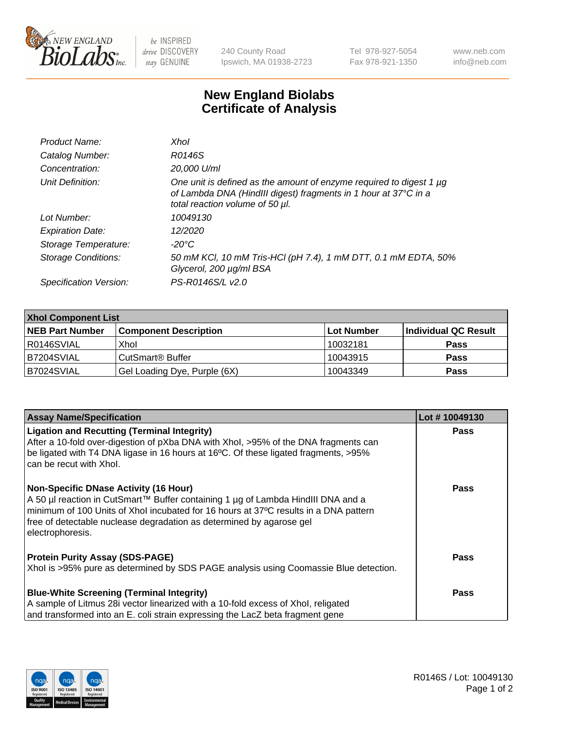New England BioLabs Inc. — be INSPIRED drive DISCOVERY stay GENUINE

240 County Road
Ipswich, MA 01938-2723

Tel 978-927-5054
Fax 978-921-1350

www.neb.com
info@neb.com

# New England Biolabs
# Certificate of Analysis

| | |
|---|---|
| *Product Name:* | *XhoI* |
| *Catalog Number:* | *R0146S* |
| *Concentration:* | *20,000 U/ml* |
| *Unit Definition:* | *One unit is defined as the amount of enzyme required to digest 1 µg of Lambda DNA (HindIII digest) fragments in 1 hour at 37°C in a total reaction volume of 50 µl.* |
| *Lot Number:* | *10049130* |
| *Expiration Date:* | *12/2020* |
| *Storage Temperature:* | *-20°C* |
| *Storage Conditions:* | *50 mM KCl, 10 mM Tris-HCl (pH 7.4), 1 mM DTT, 0.1 mM EDTA, 50% Glycerol, 200 µg/ml BSA* |
| *Specification Version:* | *PS-R0146S/L v2.0* |

| **XhoI Component List** | | | |
|---|---|---|---|
| **NEB Part Number** | **Component Description** | **Lot Number** | **Individual QC Result** |
| R0146SVIAL | XhoI | 10032181 | **Pass** |
| B7204SVIAL | CutSmart® Buffer | 10043915 | **Pass** |
| B7024SVIAL | Gel Loading Dye, Purple (6X) | 10043349 | **Pass** |

| **Assay Name/Specification** | **Lot # 10049130** |
|---|---|
| **Ligation and Recutting (Terminal Integrity)** After a 10-fold over-digestion of pXba DNA with XhoI, >95% of the DNA fragments can be ligated with T4 DNA ligase in 16 hours at 16ºC. Of these ligated fragments, >95% can be recut with XhoI. | **Pass** |
| **Non-Specific DNase Activity (16 Hour)** A 50 µl reaction in CutSmart™ Buffer containing 1 µg of Lambda HindIII DNA and a minimum of 100 Units of XhoI incubated for 16 hours at 37ºC results in a DNA pattern free of detectable nuclease degradation as determined by agarose gel electrophoresis. | **Pass** |
| **Protein Purity Assay (SDS-PAGE)** XhoI is >95% pure as determined by SDS PAGE analysis using Coomassie Blue detection. | **Pass** |
| **Blue-White Screening (Terminal Integrity)** A sample of Litmus 28i vector linearized with a 10-fold excess of XhoI, religated and transformed into an E. coli strain expressing the LacZ beta fragment gene | **Pass** |

R0146S / Lot: 10049130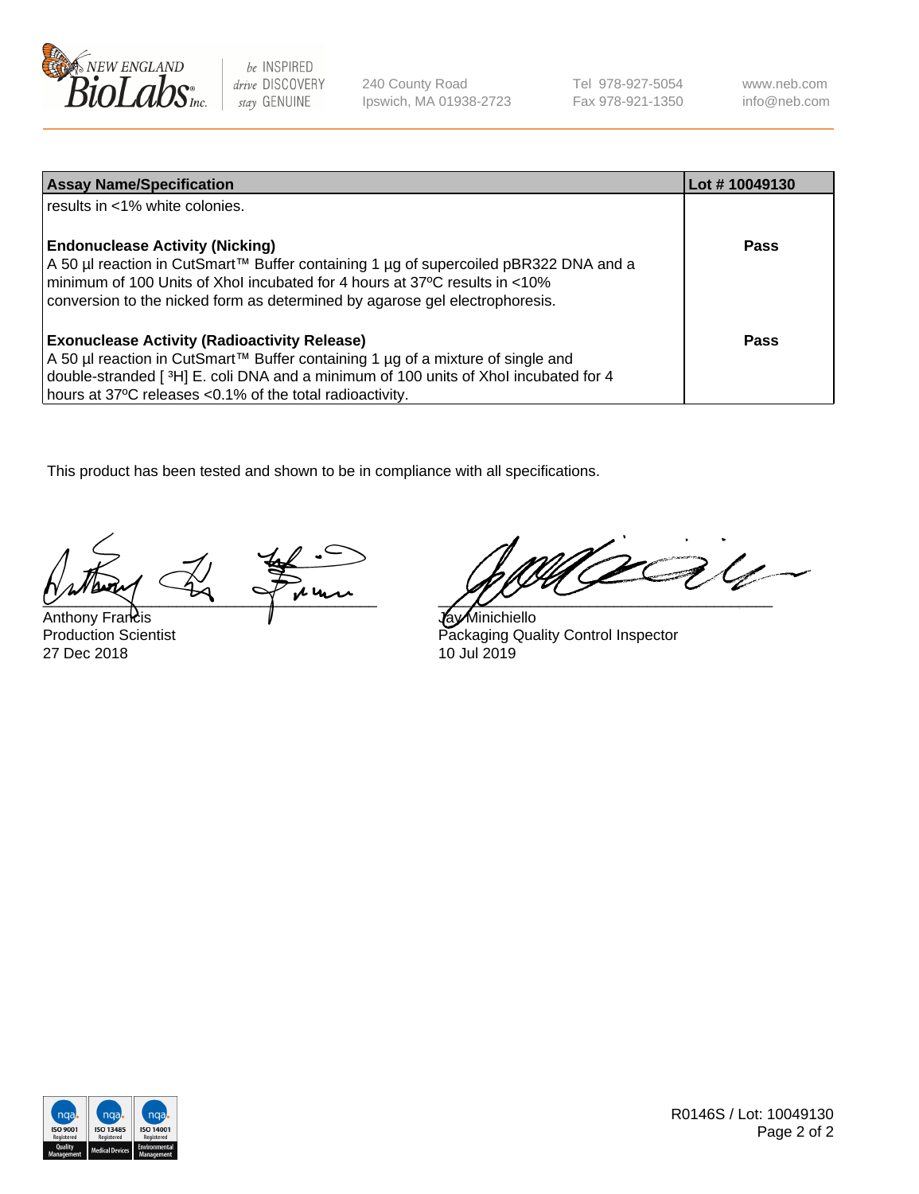| Assay Name/Specification | Lot # 10049130 |
|---|---|
| results in <1% white colonies. | |
| **Endonuclease Activity (Nicking)**<br>A 50 µl reaction in CutSmart™ Buffer containing 1 µg of supercoiled pBR322 DNA and a minimum of 100 Units of XhoI incubated for 4 hours at 37ºC results in <10% conversion to the nicked form as determined by agarose gel electrophoresis. | **Pass** |
| **Exonuclease Activity (Radioactivity Release)**<br>A 50 µl reaction in CutSmart™ Buffer containing 1 µg of a mixture of single and double-stranded [ $^3$H] E. coli DNA and a minimum of 100 units of XhoI incubated for 4 hours at 37ºC releases <0.1% of the total radioactivity. | **Pass** |

This product has been tested and shown to be in compliance with all specifications.

Anthony Francis
Production Scientist
27 Dec 2018

Jay Minichiello
Packaging Quality Control Inspector
10 Jul 2019

R0146S / Lot: 10049130